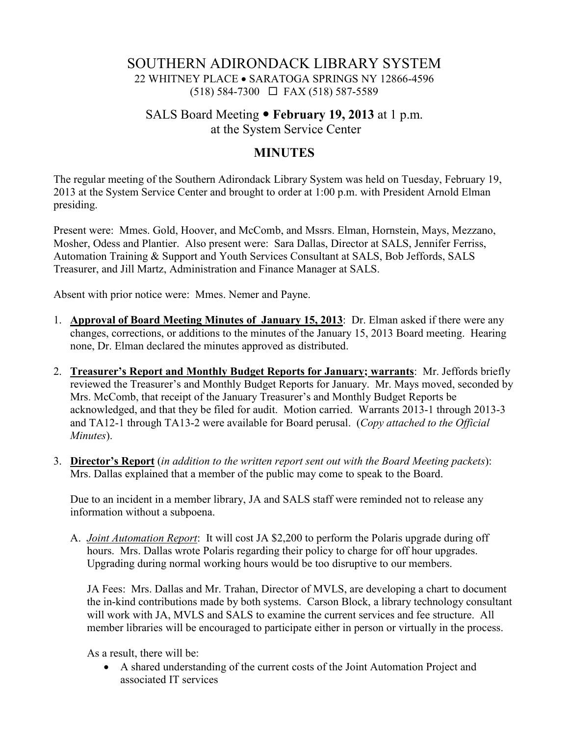# SOUTHERN ADIRONDACK LIBRARY SYSTEM

22 WHITNEY PLACE • SARATOGA SPRINGS NY 12866-4596
(518) 584-7300 ☐ FAX (518) 587-5589

## SALS Board Meeting • **February 19, 2013** at 1 p.m.
## at the System Service Center

## MINUTES

The regular meeting of the Southern Adirondack Library System was held on Tuesday, February 19, 2013 at the System Service Center and brought to order at 1:00 p.m. with President Arnold Elman presiding.

Present were: Mmes. Gold, Hoover, and McComb, and Mssrs. Elman, Hornstein, Mays, Mezzano, Mosher, Odess and Plantier. Also present were: Sara Dallas, Director at SALS, Jennifer Ferriss, Automation Training & Support and Youth Services Consultant at SALS, Bob Jeffords, SALS Treasurer, and Jill Martz, Administration and Finance Manager at SALS.

Absent with prior notice were: Mmes. Nemer and Payne.

1. **Approval of Board Meeting Minutes of January 15, 2013**: Dr. Elman asked if there were any changes, corrections, or additions to the minutes of the January 15, 2013 Board meeting. Hearing none, Dr. Elman declared the minutes approved as distributed.

2. **Treasurer's Report and Monthly Budget Reports for January; warrants**: Mr. Jeffords briefly reviewed the Treasurer's and Monthly Budget Reports for January. Mr. Mays moved, seconded by Mrs. McComb, that receipt of the January Treasurer's and Monthly Budget Reports be acknowledged, and that they be filed for audit. Motion carried. Warrants 2013-1 through 2013-3 and TA12-1 through TA13-2 were available for Board perusal. (*Copy attached to the Official Minutes*).

3. **Director's Report** (*in addition to the written report sent out with the Board Meeting packets*): Mrs. Dallas explained that a member of the public may come to speak to the Board.

   Due to an incident in a member library, JA and SALS staff were reminded not to release any information without a subpoena.

   A. *Joint Automation Report*: It will cost JA $2,200 to perform the Polaris upgrade during off hours. Mrs. Dallas wrote Polaris regarding their policy to charge for off hour upgrades. Upgrading during normal working hours would be too disruptive to our members.

   JA Fees: Mrs. Dallas and Mr. Trahan, Director of MVLS, are developing a chart to document the in-kind contributions made by both systems. Carson Block, a library technology consultant will work with JA, MVLS and SALS to examine the current services and fee structure. All member libraries will be encouraged to participate either in person or virtually in the process.

   As a result, there will be:

   - A shared understanding of the current costs of the Joint Automation Project and associated IT services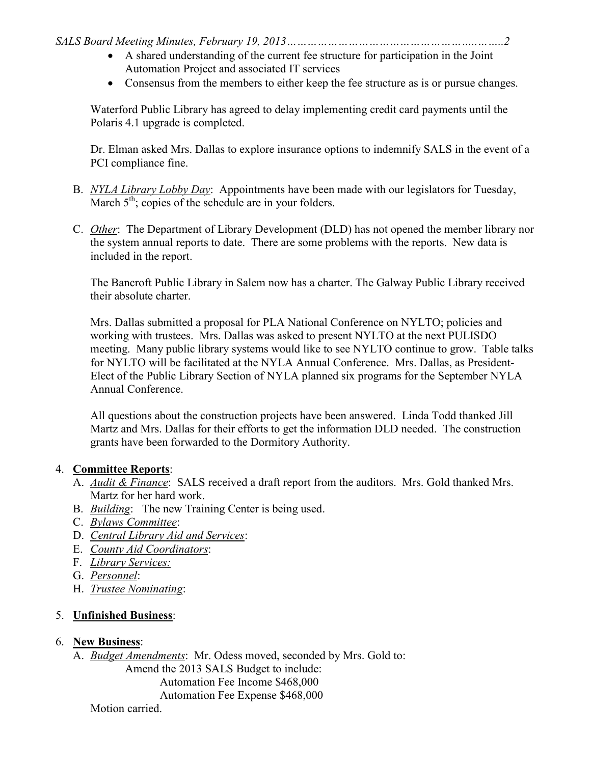- A shared understanding of the current fee structure for participation in the Joint Automation Project and associated IT services
- Consensus from the members to either keep the fee structure as is or pursue changes.

Waterford Public Library has agreed to delay implementing credit card payments until the Polaris 4.1 upgrade is completed.

Dr. Elman asked Mrs. Dallas to explore insurance options to indemnify SALS in the event of a PCI compliance fine.

B. *NYLA Library Lobby Day*: Appointments have been made with our legislators for Tuesday, March 5th; copies of the schedule are in your folders.

C. *Other*: The Department of Library Development (DLD) has not opened the member library nor the system annual reports to date. There are some problems with the reports. New data is included in the report.

The Bancroft Public Library in Salem now has a charter. The Galway Public Library received their absolute charter.

Mrs. Dallas submitted a proposal for PLA National Conference on NYLTO; policies and working with trustees. Mrs. Dallas was asked to present NYLTO at the next PULISDO meeting. Many public library systems would like to see NYLTO continue to grow. Table talks for NYLTO will be facilitated at the NYLA Annual Conference. Mrs. Dallas, as President-Elect of the Public Library Section of NYLA planned six programs for the September NYLA Annual Conference.

All questions about the construction projects have been answered. Linda Todd thanked Jill Martz and Mrs. Dallas for their efforts to get the information DLD needed. The construction grants have been forwarded to the Dormitory Authority.

4. **Committee Reports**:
   A. *Audit & Finance*: SALS received a draft report from the auditors. Mrs. Gold thanked Mrs. Martz for her hard work.
   B. *Building*: The new Training Center is being used.
   C. *Bylaws Committee*:
   D. *Central Library Aid and Services*:
   E. *County Aid Coordinators*:
   F. *Library Services:*
   G. *Personnel*:
   H. *Trustee Nominating*:

5. **Unfinished Business**:

6. **New Business**:
   A. *Budget Amendments*: Mr. Odess moved, seconded by Mrs. Gold to:
      Amend the 2013 SALS Budget to include:
         Automation Fee Income $468,000
         Automation Fee Expense $468,000
   Motion carried.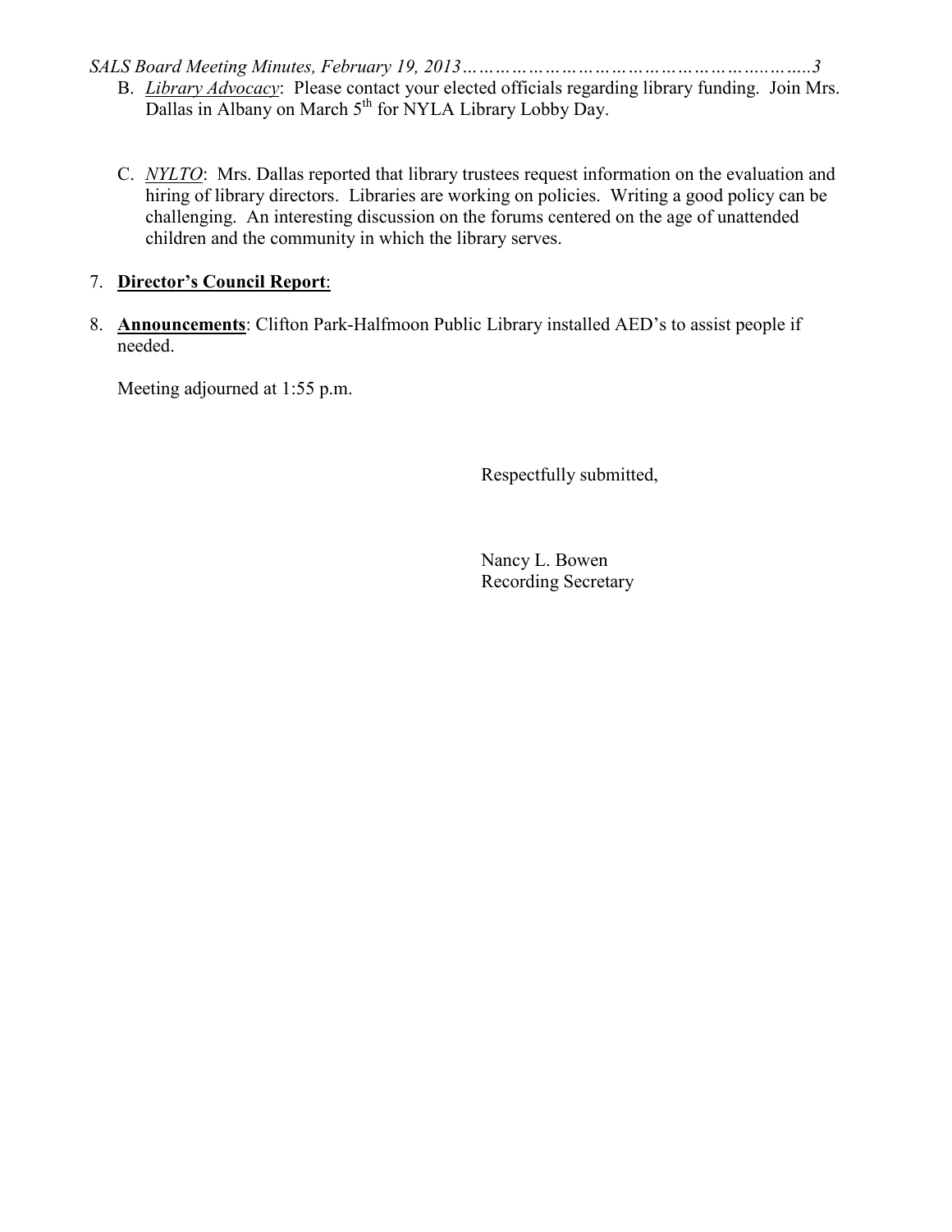B. *Library Advocacy*: Please contact your elected officials regarding library funding. Join Mrs. Dallas in Albany on March 5th for NYLA Library Lobby Day.

C. *NYLTO*: Mrs. Dallas reported that library trustees request information on the evaluation and hiring of library directors. Libraries are working on policies. Writing a good policy can be challenging. An interesting discussion on the forums centered on the age of unattended children and the community in which the library serves.

7. **Director's Council Report**:

8. **Announcements**: Clifton Park-Halfmoon Public Library installed AED's to assist people if needed.

Meeting adjourned at 1:55 p.m.

Respectfully submitted,

Nancy L. Bowen
Recording Secretary